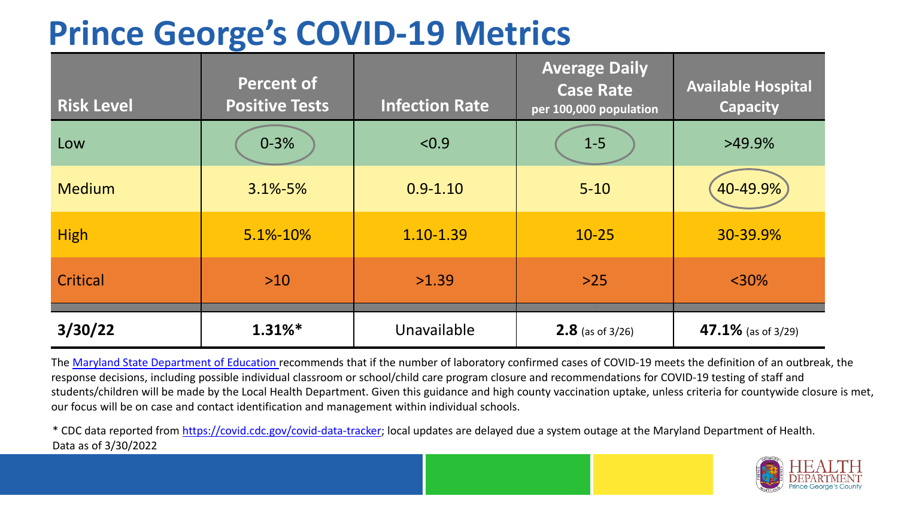# Prince George's COVID-19 Metrics

| Risk Level | Percent of Positive Tests | Infection Rate | Average Daily Case Rate per 100,000 population | Available Hospital Capacity |
|---|---|---|---|---|
| Low | 0-3% | <0.9 | 1-5 | >49.9% |
| Medium | 3.1%-5% | 0.9-1.10 | 5-10 | 40-49.9% |
| High | 5.1%-10% | 1.10-1.39 | 10-25 | 30-39.9% |
| Critical | >10 | >1.39 | >25 | <30% |
| **3/30/22** | **1.31%*** | Unavailable | **2.8** (as of 3/26) | **47.1%** (as of 3/29) |

The Maryland State Department of Education recommends that if the number of laboratory confirmed cases of COVID-19 meets the definition of an outbreak, the response decisions, including possible individual classroom or school/child care program closure and recommendations for COVID-19 testing of staff and students/children will be made by the Local Health Department. Given this guidance and high county vaccination uptake, unless criteria for countywide closure is met, our focus will be on case and contact identification and management within individual schools.

* CDC data reported from https://covid.cdc.gov/covid-data-tracker; local updates are delayed due a system outage at the Maryland Department of Health. Data as of 3/30/2022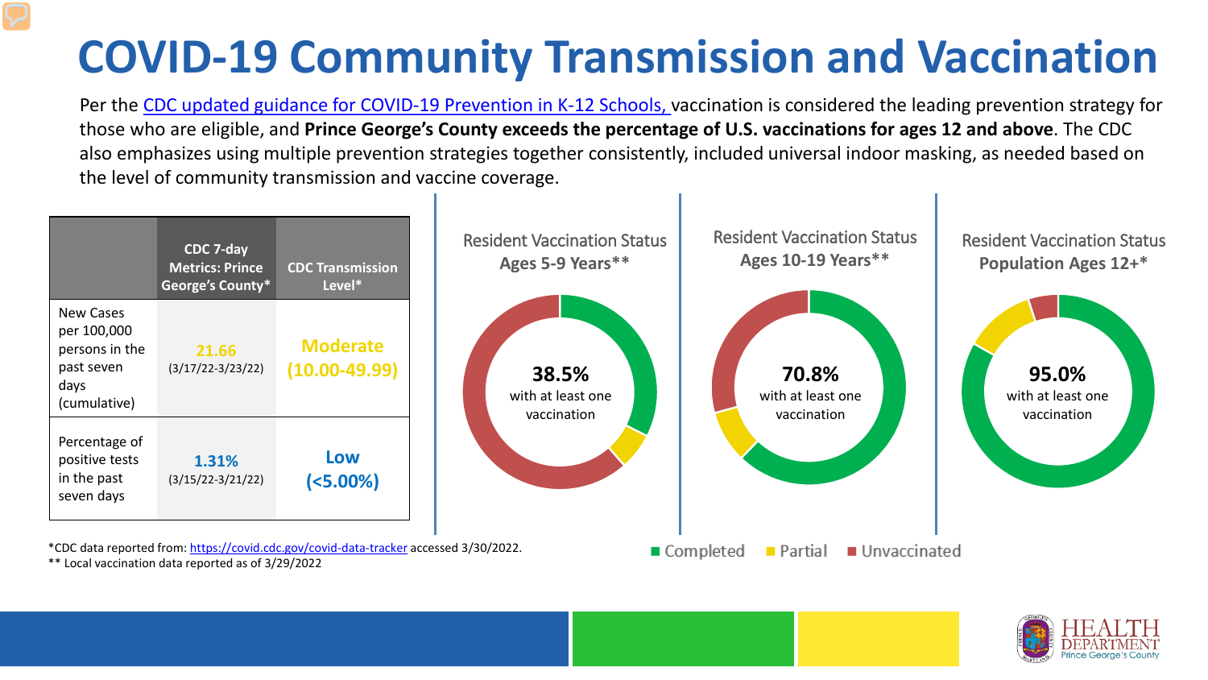# COVID-19 Community Transmission and Vaccination

Per the [CDC updated guidance for COVID-19 Prevention in K-12 Schools,](#) vaccination is considered the leading prevention strategy for those who are eligible, and **Prince George's County exceeds the percentage of U.S. vaccinations for ages 12 and above**. The CDC also emphasizes using multiple prevention strategies together consistently, included universal indoor masking, as needed based on the level of community transmission and vaccine coverage.

| | CDC 7-day Metrics: Prince George's County* | CDC Transmission Level* |
|---|---|---|
| New Cases per 100,000 persons in the past seven days (cumulative) | **21.66** (3/17/22-3/23/22) | **Moderate (10.00-49.99)** |
| Percentage of positive tests in the past seven days | **1.31%** (3/15/22-3/21/22) | **Low (<5.00%)** |

*CDC data reported from: https://covid.cdc.gov/covid-data-tracker accessed 3/30/2022.
** Local vaccination data reported as of 3/29/2022

**Resident Vaccination Status Ages 5-9 Years****

**38.5%** with at least one vaccination

**Resident Vaccination Status Ages 10-19 Years****

**70.8%** with at least one vaccination

**Resident Vaccination Status Population Ages 12+***

**95.0%** with at least one vaccination

Completed | Partial | Unvaccinated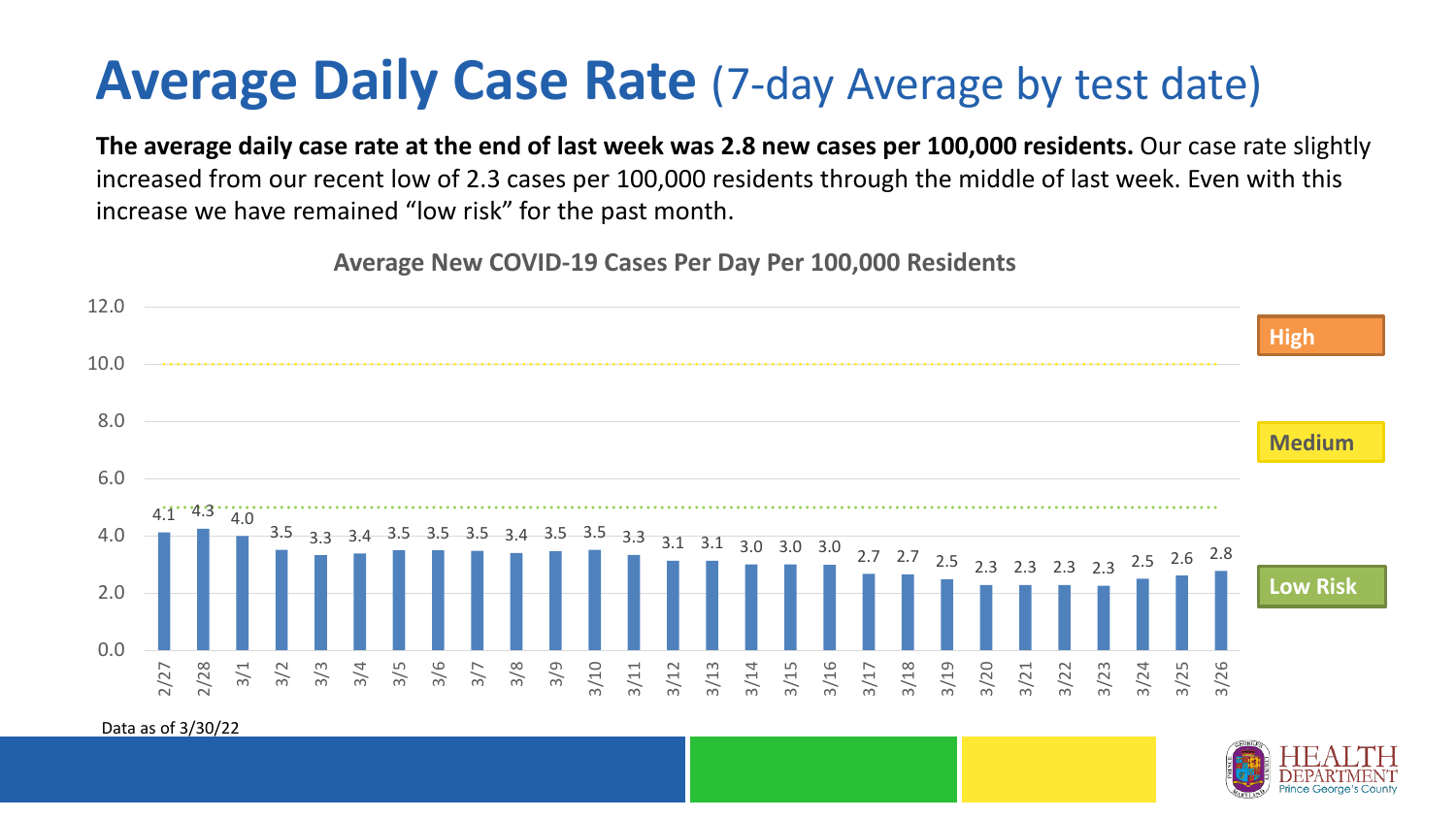# Average Daily Case Rate (7-day Average by test date)

**The average daily case rate at the end of last week was 2.8 new cases per 100,000 residents.** Our case rate slightly increased from our recent low of 2.3 cases per 100,000 residents through the middle of last week. Even with this increase we have remained "low risk" for the past month.

**Average New COVID-19 Cases Per Day Per 100,000 Residents**

| Date | 2/27 | 2/28 | 3/1 | 3/2 | 3/3 | 3/4 | 3/5 | 3/6 | 3/7 | 3/8 | 3/9 | 3/10 | 3/11 | 3/12 | 3/13 | 3/14 | 3/15 | 3/16 | 3/17 | 3/18 | 3/19 | 3/20 | 3/21 | 3/22 | 3/23 | 3/24 | 3/25 | 3/26 |
|---|---|---|---|---|---|---|---|---|---|---|---|---|---|---|---|---|---|---|---|---|---|---|---|---|---|---|---|---|
| Rate | 4.1 | 4.3 | 4.0 | 3.5 | 3.3 | 3.4 | 3.5 | 3.5 | 3.5 | 3.4 | 3.5 | 3.5 | 3.3 | 3.1 | 3.1 | 3.0 | 3.0 | 3.0 | 2.7 | 2.7 | 2.5 | 2.3 | 2.3 | 2.3 | 2.3 | 2.5 | 2.6 | 2.8 |

High / Medium / Low Risk

Data as of 3/30/22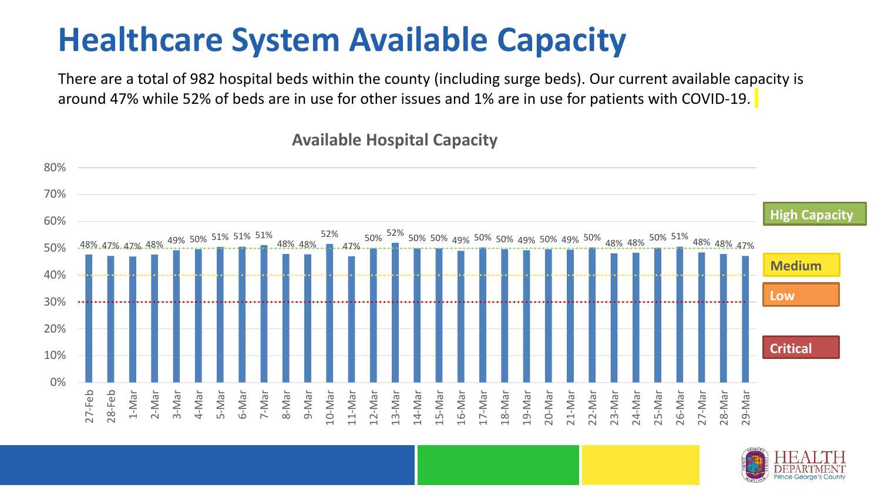# Healthcare System Available Capacity

There are a total of 982 hospital beds within the county (including surge beds). Our current available capacity is around 47% while 52% of beds are in use for other issues and 1% are in use for patients with COVID-19.

**Available Hospital Capacity**

80%
70%
60%
50%
40%
30%
20%
10%
0%

48% 47% 47% 48% 49% 50% 51% 51% 51% 48% 48% 52% 47% 50% 52% 50% 50% 49% 50% 50% 49% 50% 49% 50% 48% 48% 50% 51% 48% 48% 47%

27-Feb 28-Feb 1-Mar 2-Mar 3-Mar 4-Mar 5-Mar 6-Mar 7-Mar 8-Mar 9-Mar 10-Mar 11-Mar 12-Mar 13-Mar 14-Mar 15-Mar 16-Mar 17-Mar 18-Mar 19-Mar 20-Mar 21-Mar 22-Mar 23-Mar 24-Mar 25-Mar 26-Mar 27-Mar 28-Mar 29-Mar

High Capacity
Medium
Low
Critical